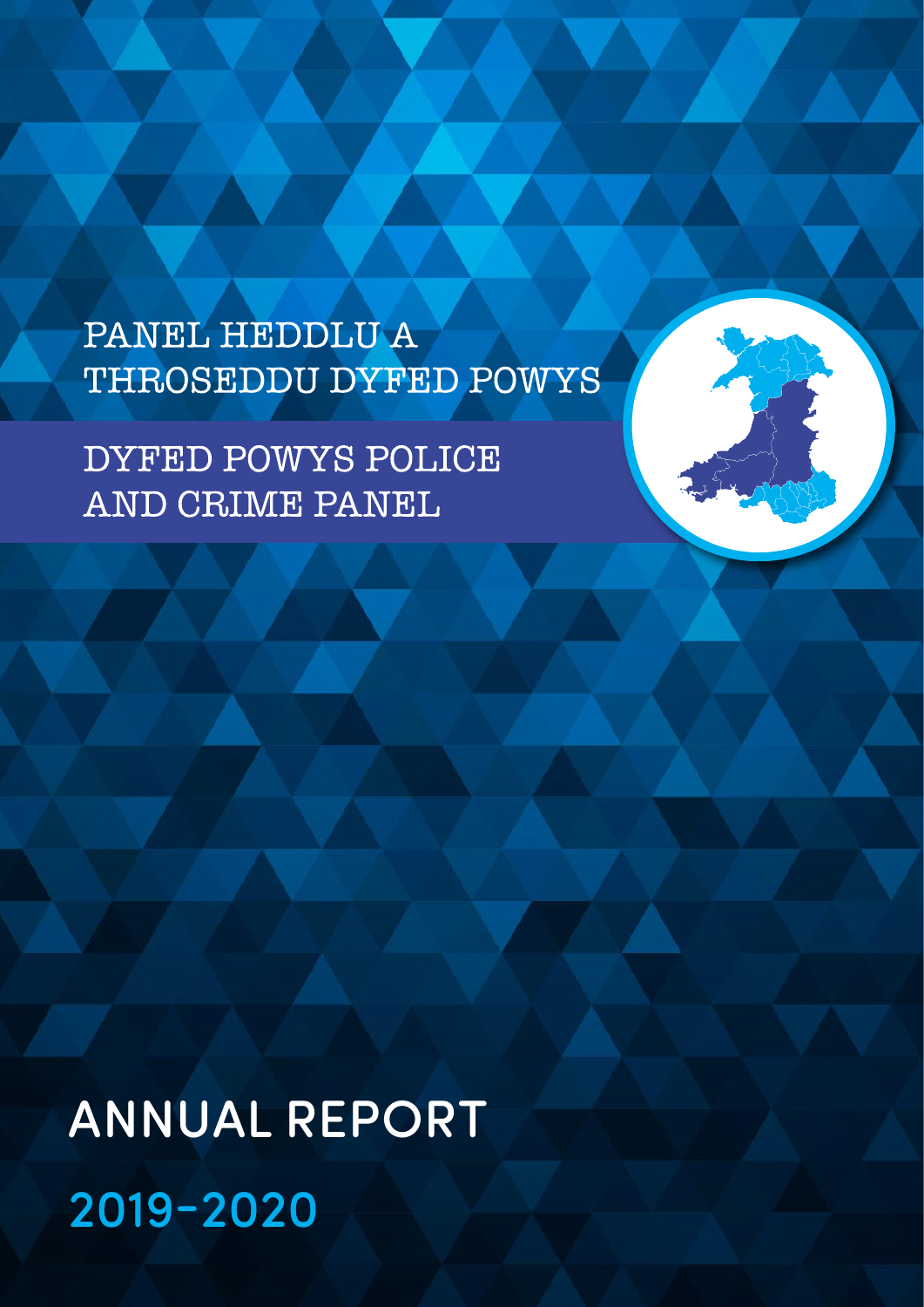PANEL HEDDLU A THROSEDDU DYFED POWYS

DYFED POWYS POLICE AND CRIME PANEL

# ANNUAL REPORT

## 2019-2020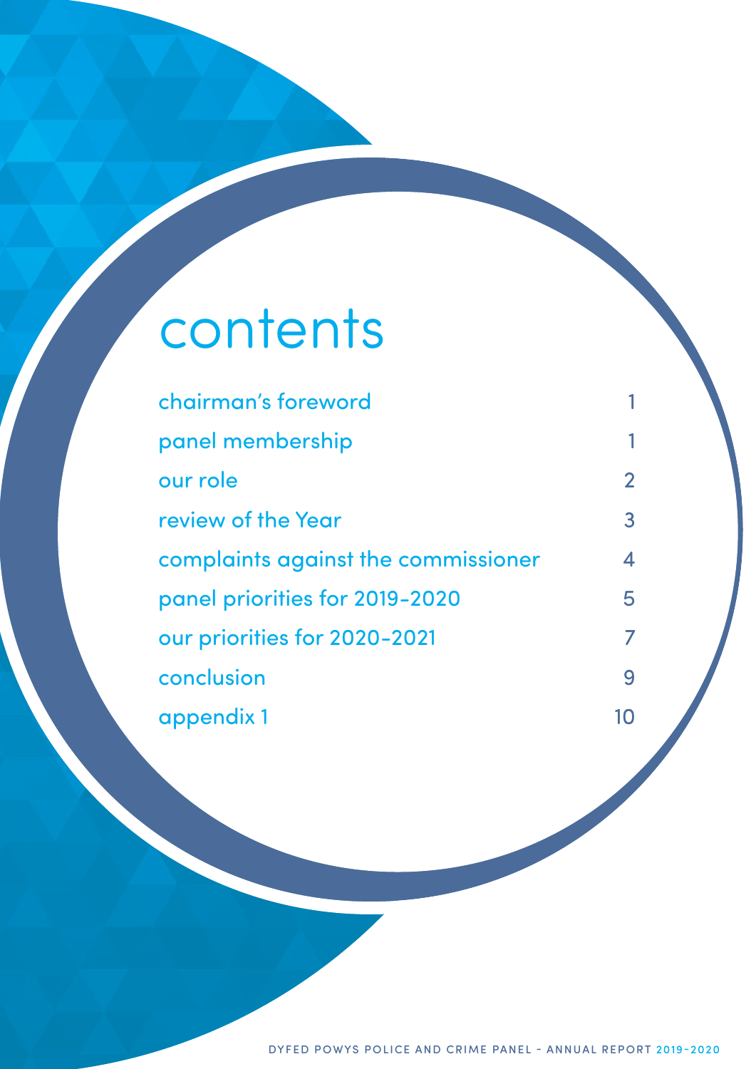# contents

| | |
|---|---|
| chairman's foreword | 1 |
| panel membership | 1 |
| our role | 2 |
| review of the Year | 3 |
| complaints against the commissioner | 4 |
| panel priorities for 2019-2020 | 5 |
| our priorities for 2020-2021 | 7 |
| conclusion | 9 |
| appendix 1 | 10 |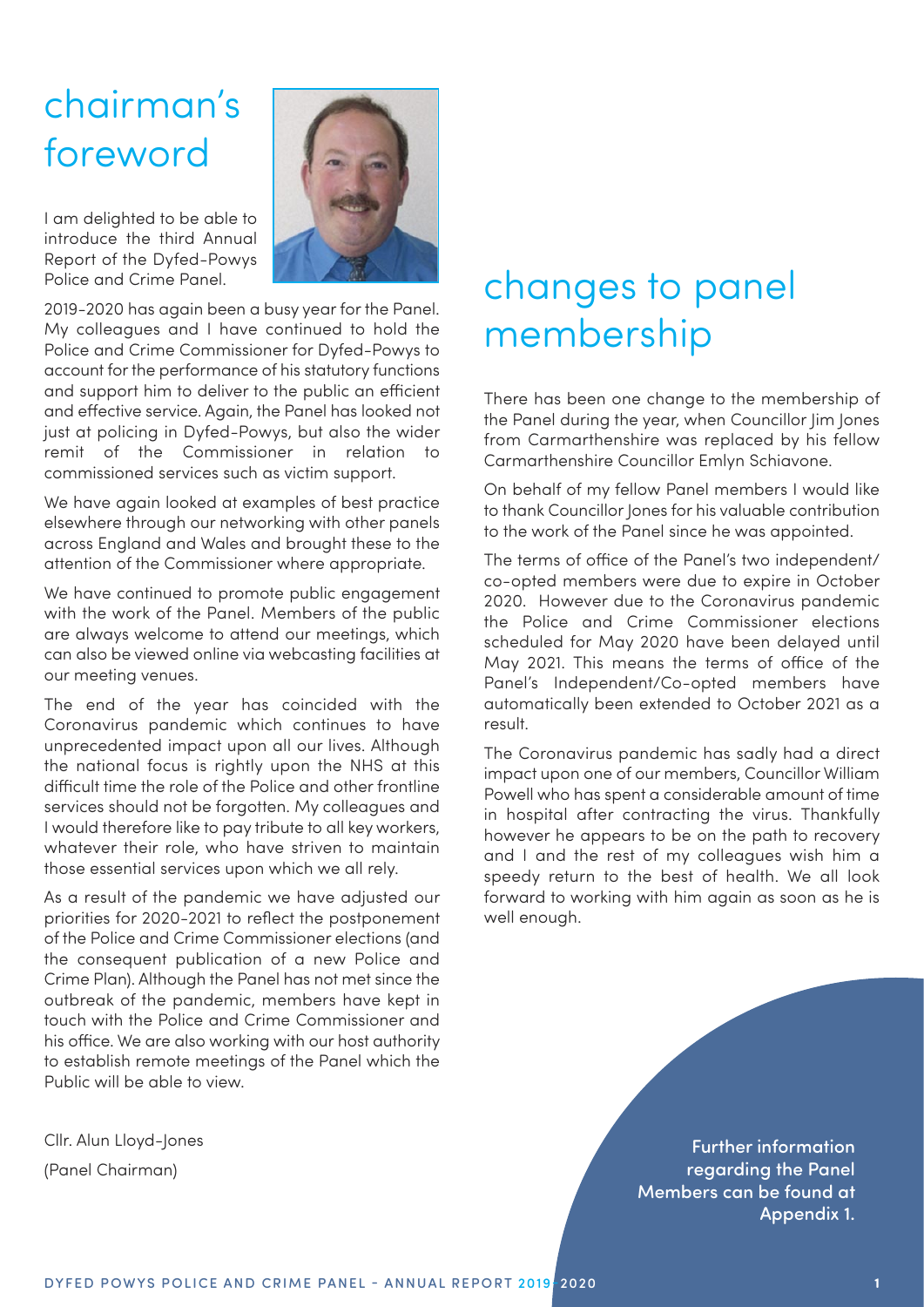# chairman's foreword

I am delighted to be able to introduce the third Annual Report of the Dyfed-Powys Police and Crime Panel.

2019-2020 has again been a busy year for the Panel. My colleagues and I have continued to hold the Police and Crime Commissioner for Dyfed-Powys to account for the performance of his statutory functions and support him to deliver to the public an efficient and effective service. Again, the Panel has looked not just at policing in Dyfed-Powys, but also the wider remit of the Commissioner in relation to commissioned services such as victim support.

We have again looked at examples of best practice elsewhere through our networking with other panels across England and Wales and brought these to the attention of the Commissioner where appropriate.

We have continued to promote public engagement with the work of the Panel. Members of the public are always welcome to attend our meetings, which can also be viewed online via webcasting facilities at our meeting venues.

The end of the year has coincided with the Coronavirus pandemic which continues to have unprecedented impact upon all our lives. Although the national focus is rightly upon the NHS at this difficult time the role of the Police and other frontline services should not be forgotten. My colleagues and I would therefore like to pay tribute to all key workers, whatever their role, who have striven to maintain those essential services upon which we all rely.

As a result of the pandemic we have adjusted our priorities for 2020-2021 to reflect the postponement of the Police and Crime Commissioner elections (and the consequent publication of a new Police and Crime Plan). Although the Panel has not met since the outbreak of the pandemic, members have kept in touch with the Police and Crime Commissioner and his office. We are also working with our host authority to establish remote meetings of the Panel which the Public will be able to view.

Cllr. Alun Lloyd-Jones

(Panel Chairman)

# changes to panel membership

There has been one change to the membership of the Panel during the year, when Councillor Jim Jones from Carmarthenshire was replaced by his fellow Carmarthenshire Councillor Emlyn Schiavone.

On behalf of my fellow Panel members I would like to thank Councillor Jones for his valuable contribution to the work of the Panel since he was appointed.

The terms of office of the Panel's two independent/co-opted members were due to expire in October 2020. However due to the Coronavirus pandemic the Police and Crime Commissioner elections scheduled for May 2020 have been delayed until May 2021. This means the terms of office of the Panel's Independent/Co-opted members have automatically been extended to October 2021 as a result.

The Coronavirus pandemic has sadly had a direct impact upon one of our members, Councillor William Powell who has spent a considerable amount of time in hospital after contracting the virus. Thankfully however he appears to be on the path to recovery and I and the rest of my colleagues wish him a speedy return to the best of health. We all look forward to working with him again as soon as he is well enough.

**Further information regarding the Panel Members can be found at Appendix 1.**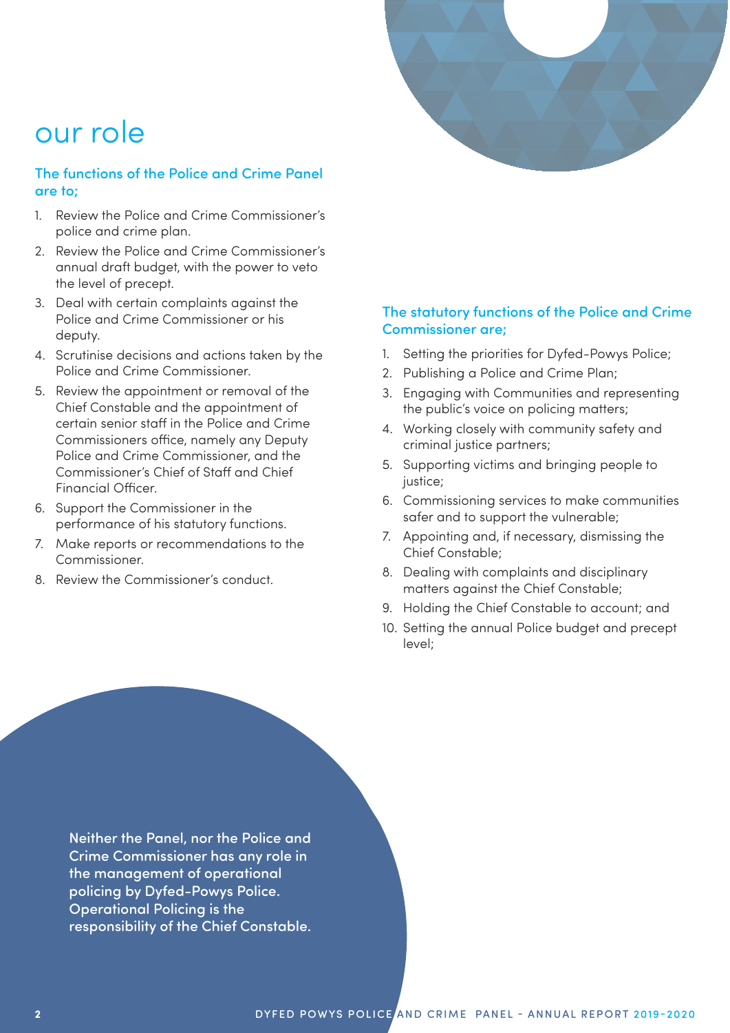# our role

### The functions of the Police and Crime Panel are to;

1. Review the Police and Crime Commissioner's police and crime plan.
2. Review the Police and Crime Commissioner's annual draft budget, with the power to veto the level of precept.
3. Deal with certain complaints against the Police and Crime Commissioner or his deputy.
4. Scrutinise decisions and actions taken by the Police and Crime Commissioner.
5. Review the appointment or removal of the Chief Constable and the appointment of certain senior staff in the Police and Crime Commissioners office, namely any Deputy Police and Crime Commissioner, and the Commissioner's Chief of Staff and Chief Financial Officer.
6. Support the Commissioner in the performance of his statutory functions.
7. Make reports or recommendations to the Commissioner.
8. Review the Commissioner's conduct.

### The statutory functions of the Police and Crime Commissioner are;

1. Setting the priorities for Dyfed-Powys Police;
2. Publishing a Police and Crime Plan;
3. Engaging with Communities and representing the public's voice on policing matters;
4. Working closely with community safety and criminal justice partners;
5. Supporting victims and bringing people to justice;
6. Commissioning services to make communities safer and to support the vulnerable;
7. Appointing and, if necessary, dismissing the Chief Constable;
8. Dealing with complaints and disciplinary matters against the Chief Constable;
9. Holding the Chief Constable to account; and
10. Setting the annual Police budget and precept level;

**Neither the Panel, nor the Police and Crime Commissioner has any role in the management of operational policing by Dyfed-Powys Police. Operational Policing is the responsibility of the Chief Constable.**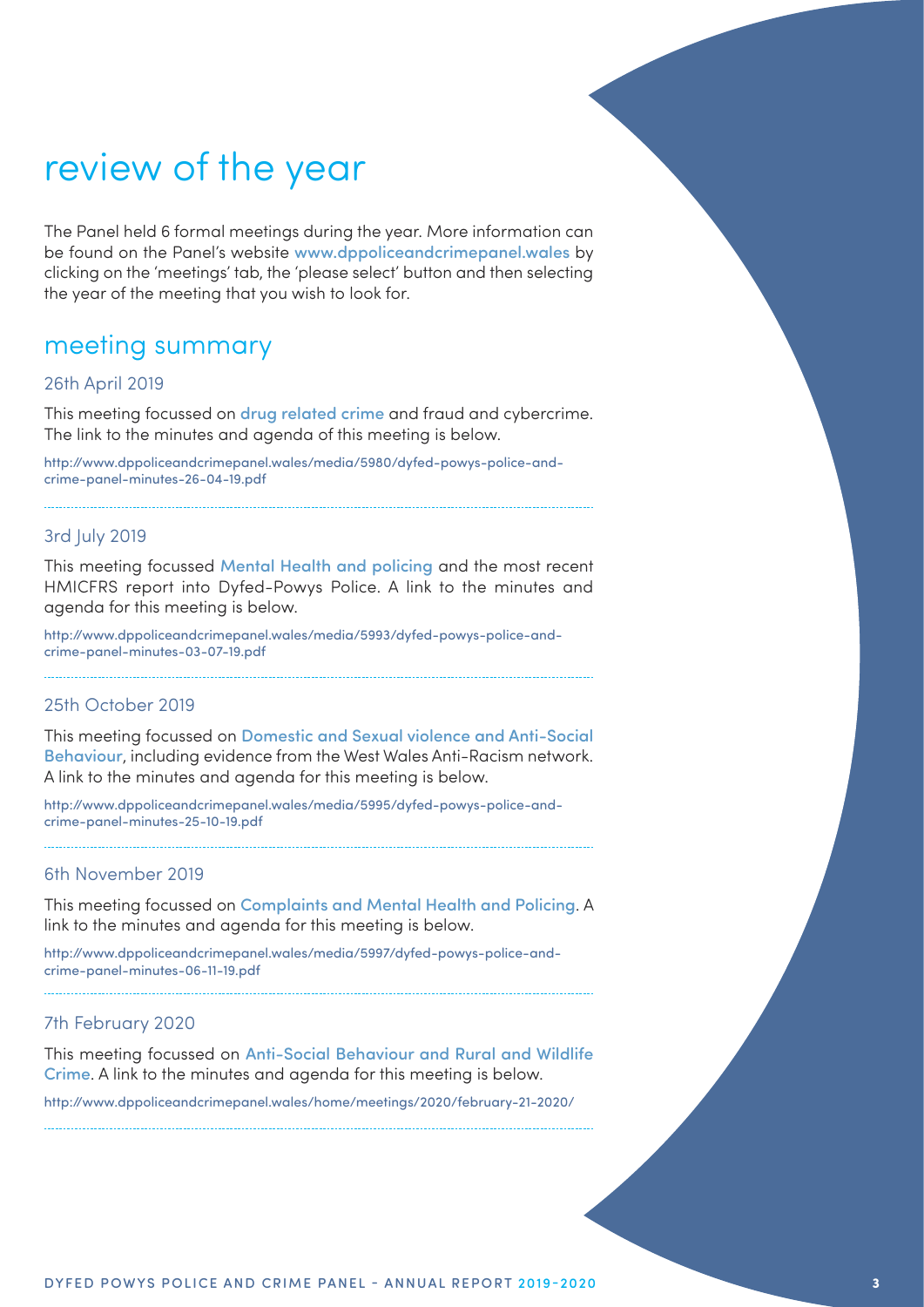# review of the year

The Panel held 6 formal meetings during the year. More information can be found on the Panel's website **www.dppoliceandcrimepanel.wales** by clicking on the 'meetings' tab, the 'please select' button and then selecting the year of the meeting that you wish to look for.

## meeting summary

### 26th April 2019

This meeting focussed on **drug related crime** and fraud and cybercrime. The link to the minutes and agenda of this meeting is below.

http://www.dppoliceandcrimepanel.wales/media/5980/dyfed-powys-police-and-crime-panel-minutes-26-04-19.pdf

---

### 3rd July 2019

This meeting focussed **Mental Health and policing** and the most recent HMICFRS report into Dyfed-Powys Police. A link to the minutes and agenda for this meeting is below.

http://www.dppoliceandcrimepanel.wales/media/5993/dyfed-powys-police-and-crime-panel-minutes-03-07-19.pdf

---

### 25th October 2019

This meeting focussed on **Domestic and Sexual violence and Anti-Social Behaviour**, including evidence from the West Wales Anti-Racism network. A link to the minutes and agenda for this meeting is below.

http://www.dppoliceandcrimepanel.wales/media/5995/dyfed-powys-police-and-crime-panel-minutes-25-10-19.pdf

---

### 6th November 2019

This meeting focussed on **Complaints and Mental Health and Policing**. A link to the minutes and agenda for this meeting is below.

http://www.dppoliceandcrimepanel.wales/media/5997/dyfed-powys-police-and-crime-panel-minutes-06-11-19.pdf

---

### 7th February 2020

This meeting focussed on **Anti-Social Behaviour and Rural and Wildlife Crime**. A link to the minutes and agenda for this meeting is below.

http://www.dppoliceandcrimepanel.wales/home/meetings/2020/february-21-2020/

---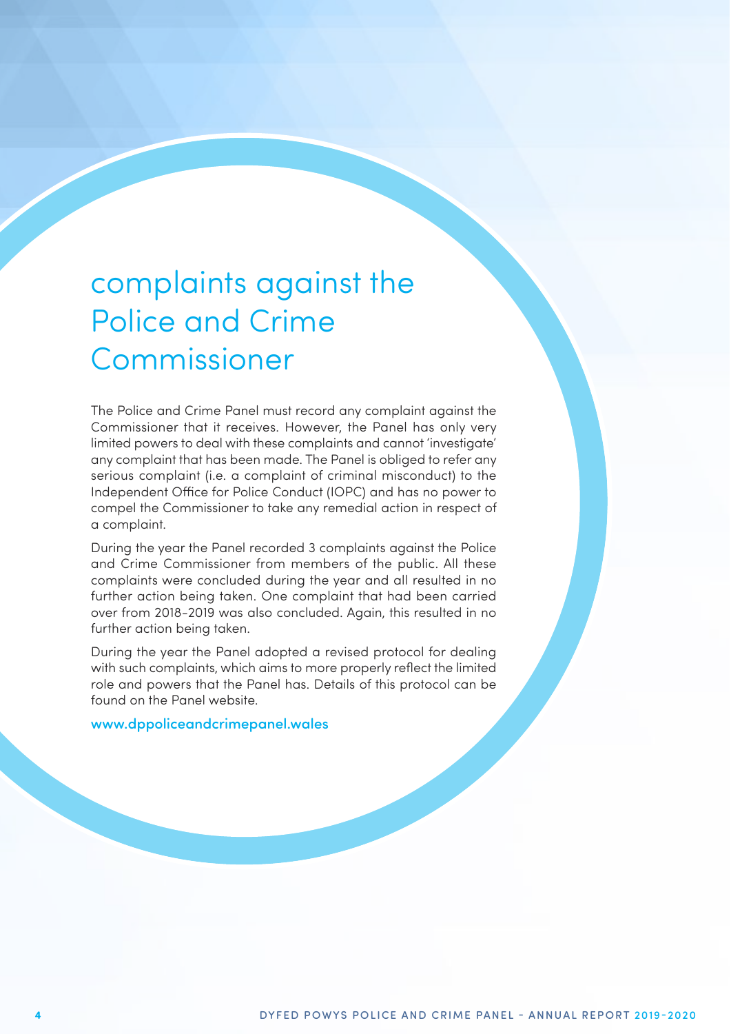# complaints against the Police and Crime Commissioner

The Police and Crime Panel must record any complaint against the Commissioner that it receives. However, the Panel has only very limited powers to deal with these complaints and cannot 'investigate' any complaint that has been made. The Panel is obliged to refer any serious complaint (i.e. a complaint of criminal misconduct) to the Independent Office for Police Conduct (IOPC) and has no power to compel the Commissioner to take any remedial action in respect of a complaint.

During the year the Panel recorded 3 complaints against the Police and Crime Commissioner from members of the public. All these complaints were concluded during the year and all resulted in no further action being taken. One complaint that had been carried over from 2018-2019 was also concluded. Again, this resulted in no further action being taken.

During the year the Panel adopted a revised protocol for dealing with such complaints, which aims to more properly reflect the limited role and powers that the Panel has. Details of this protocol can be found on the Panel website.

www.dppoliceandcrimepanel.wales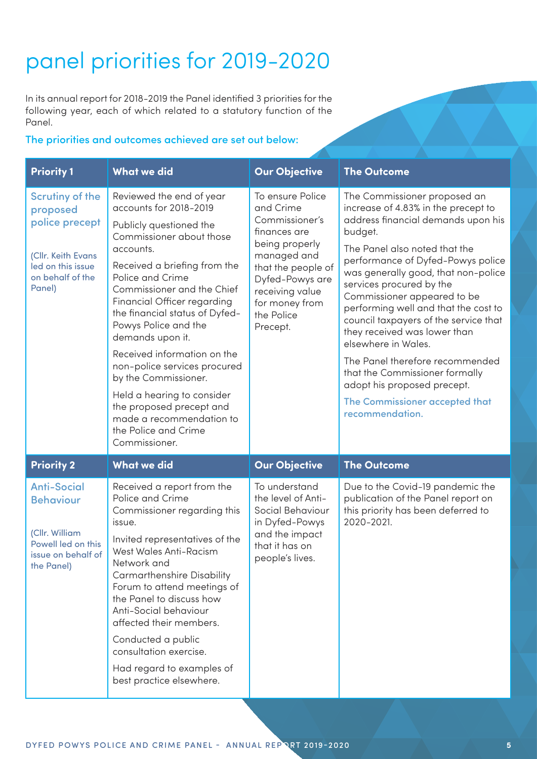# panel priorities for 2019-2020

In its annual report for 2018-2019 the Panel identified 3 priorities for the following year, each of which related to a statutory function of the Panel.

**The priorities and outcomes achieved are set out below:**

| Priority 1 | What we did | Our Objective | The Outcome |
|---|---|---|---|
| **Scrutiny of the proposed police precept**<br><br>(Cllr. Keith Evans led on this issue on behalf of the Panel) | Reviewed the end of year accounts for 2018-2019<br><br>Publicly questioned the Commissioner about those accounts.<br><br>Received a briefing from the Police and Crime Commissioner and the Chief Financial Officer regarding the financial status of Dyfed-Powys Police and the demands upon it.<br><br>Received information on the non-police services procured by the Commissioner.<br><br>Held a hearing to consider the proposed precept and made a recommendation to the Police and Crime Commissioner. | To ensure Police and Crime Commissioner's finances are being properly managed and that the people of Dyfed-Powys are receiving value for money from the Police Precept. | The Commissioner proposed an increase of 4.83% in the precept to address financial demands upon his budget.<br><br>The Panel also noted that the performance of Dyfed-Powys police was generally good, that non-police services procured by the Commissioner appeared to be performing well and that the cost to council taxpayers of the service that they received was lower than elsewhere in Wales.<br><br>The Panel therefore recommended that the Commissioner formally adopt his proposed precept.<br><br>**The Commissioner accepted that recommendation.** |
| **Priority 2** | **What we did** | **Our Objective** | **The Outcome** |
| **Anti-Social Behaviour**<br><br>(Cllr. William Powell led on this issue on behalf of the Panel) | Received a report from the Police and Crime Commissioner regarding this issue.<br><br>Invited representatives of the West Wales Anti-Racism Network and Carmarthenshire Disability Forum to attend meetings of the Panel to discuss how Anti-Social behaviour affected their members.<br><br>Conducted a public consultation exercise.<br><br>Had regard to examples of best practice elsewhere. | To understand the level of Anti-Social Behaviour in Dyfed-Powys and the impact that it has on people's lives. | Due to the Covid-19 pandemic the publication of the Panel report on this priority has been deferred to 2020-2021. |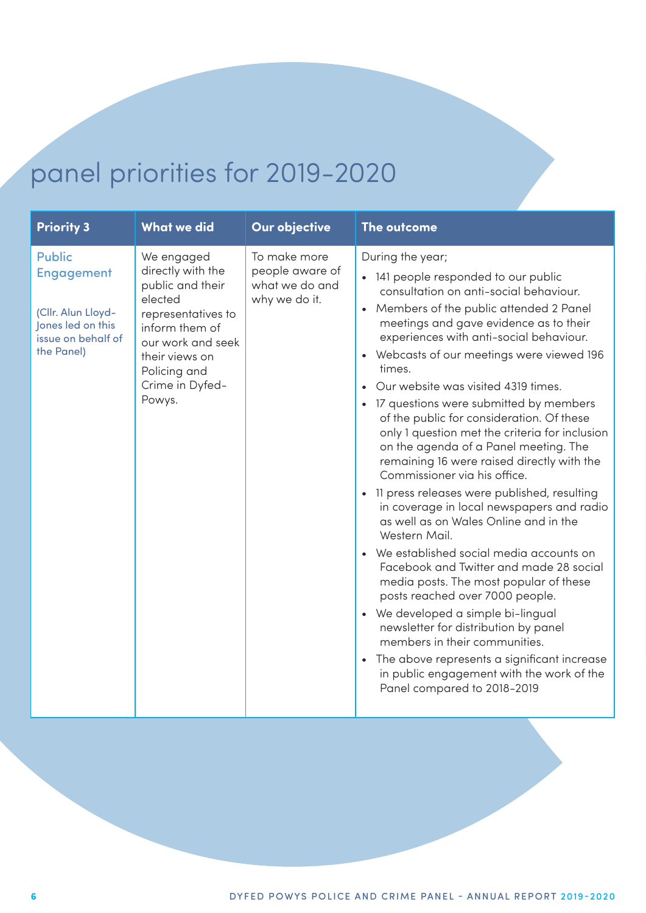# panel priorities for 2019-2020

| Priority 3 | What we did | Our objective | The outcome |
|---|---|---|---|
| Public Engagement<br><br>(Cllr. Alun Lloyd-Jones led on this issue on behalf of the Panel) | We engaged directly with the public and their elected representatives to inform them of our work and seek their views on Policing and Crime in Dyfed-Powys. | To make more people aware of what we do and why we do it. | During the year;<br>• 141 people responded to our public consultation on anti-social behaviour.<br>• Members of the public attended 2 Panel meetings and gave evidence as to their experiences with anti-social behaviour.<br>• Webcasts of our meetings were viewed 196 times.<br>• Our website was visited 4319 times.<br>• 17 questions were submitted by members of the public for consideration. Of these only 1 question met the criteria for inclusion on the agenda of a Panel meeting. The remaining 16 were raised directly with the Commissioner via his office.<br>• 11 press releases were published, resulting in coverage in local newspapers and radio as well as on Wales Online and in the Western Mail.<br>• We established social media accounts on Facebook and Twitter and made 28 social media posts. The most popular of these posts reached over 7000 people.<br>• We developed a simple bi-lingual newsletter for distribution by panel members in their communities.<br>• The above represents a significant increase in public engagement with the work of the Panel compared to 2018-2019 |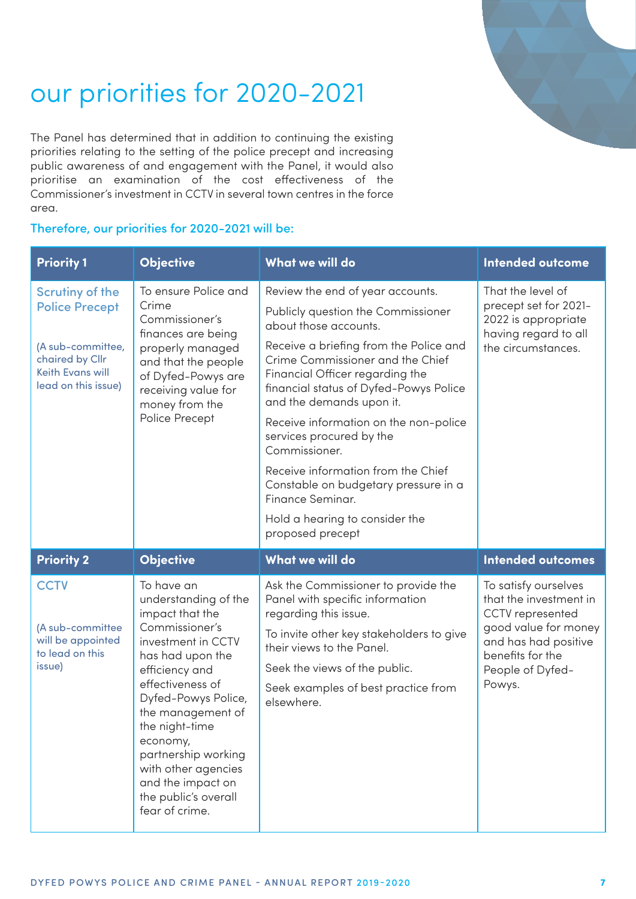# our priorities for 2020-2021

The Panel has determined that in addition to continuing the existing priorities relating to the setting of the police precept and increasing public awareness of and engagement with the Panel, it would also prioritise an examination of the cost effectiveness of the Commissioner's investment in CCTV in several town centres in the force area.

**Therefore, our priorities for 2020-2021 will be:**

| Priority 1 | Objective | What we will do | Intended outcome |
|---|---|---|---|
| Scrutiny of the Police Precept<br><br>(A sub-committee, chaired by Cllr Keith Evans will lead on this issue) | To ensure Police and Crime Commissioner's finances are being properly managed and that the people of Dyfed-Powys are receiving value for money from the Police Precept | Review the end of year accounts.<br><br>Publicly question the Commissioner about those accounts.<br><br>Receive a briefing from the Police and Crime Commissioner and the Chief Financial Officer regarding the financial status of Dyfed-Powys Police and the demands upon it.<br><br>Receive information on the non-police services procured by the Commissioner.<br><br>Receive information from the Chief Constable on budgetary pressure in a Finance Seminar.<br><br>Hold a hearing to consider the proposed precept | That the level of precept set for 2021-2022 is appropriate having regard to all the circumstances. |
| **Priority 2** | **Objective** | **What we will do** | **Intended outcomes** |
| CCTV<br><br>(A sub-committee will be appointed to lead on this issue) | To have an understanding of the impact that the Commissioner's investment in CCTV has had upon the efficiency and effectiveness of Dyfed-Powys Police, the management of the night-time economy, partnership working with other agencies and the impact on the public's overall fear of crime. | Ask the Commissioner to provide the Panel with specific information regarding this issue.<br><br>To invite other key stakeholders to give their views to the Panel.<br><br>Seek the views of the public.<br><br>Seek examples of best practice from elsewhere. | To satisfy ourselves that the investment in CCTV represented good value for money and has had positive benefits for the People of Dyfed-Powys. |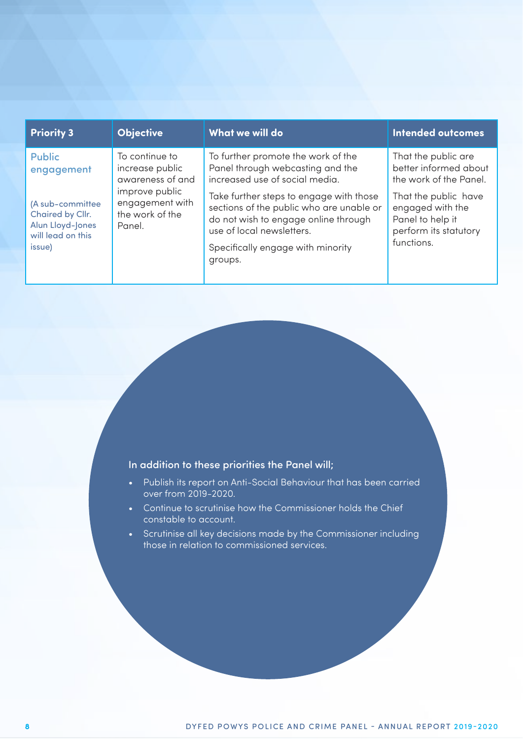| Priority 3 | Objective | What we will do | Intended outcomes |
|---|---|---|---|
| Public engagement<br><br>(A sub-committee Chaired by Cllr. Alun Lloyd-Jones will lead on this issue) | To continue to increase public awareness of and improve public engagement with the work of the Panel. | To further promote the work of the Panel through webcasting and the increased use of social media.<br><br>Take further steps to engage with those sections of the public who are unable or do not wish to engage online through use of local newsletters.<br><br>Specifically engage with minority groups. | That the public are better informed about the work of the Panel.<br><br>That the public have engaged with the Panel to help it perform its statutory functions. |

**In addition to these priorities the Panel will;**

- Publish its report on Anti-Social Behaviour that has been carried over from 2019-2020.
- Continue to scrutinise how the Commissioner holds the Chief constable to account.
- Scrutinise all key decisions made by the Commissioner including those in relation to commissioned services.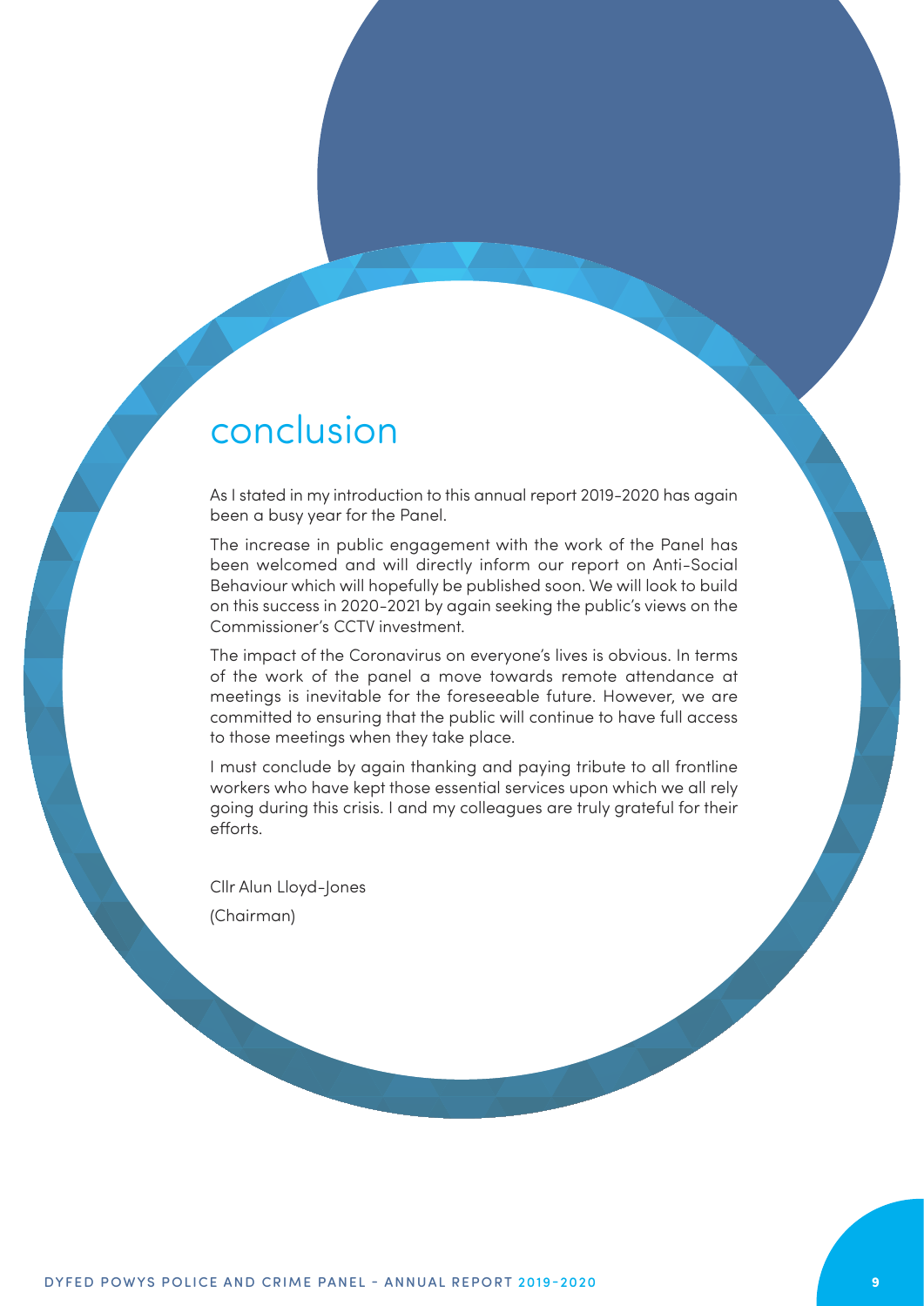# conclusion

As I stated in my introduction to this annual report 2019-2020 has again been a busy year for the Panel.

The increase in public engagement with the work of the Panel has been welcomed and will directly inform our report on Anti-Social Behaviour which will hopefully be published soon. We will look to build on this success in 2020-2021 by again seeking the public's views on the Commissioner's CCTV investment.

The impact of the Coronavirus on everyone's lives is obvious. In terms of the work of the panel a move towards remote attendance at meetings is inevitable for the foreseeable future. However, we are committed to ensuring that the public will continue to have full access to those meetings when they take place.

I must conclude by again thanking and paying tribute to all frontline workers who have kept those essential services upon which we all rely going during this crisis. I and my colleagues are truly grateful for their efforts.

Cllr Alun Lloyd-Jones

(Chairman)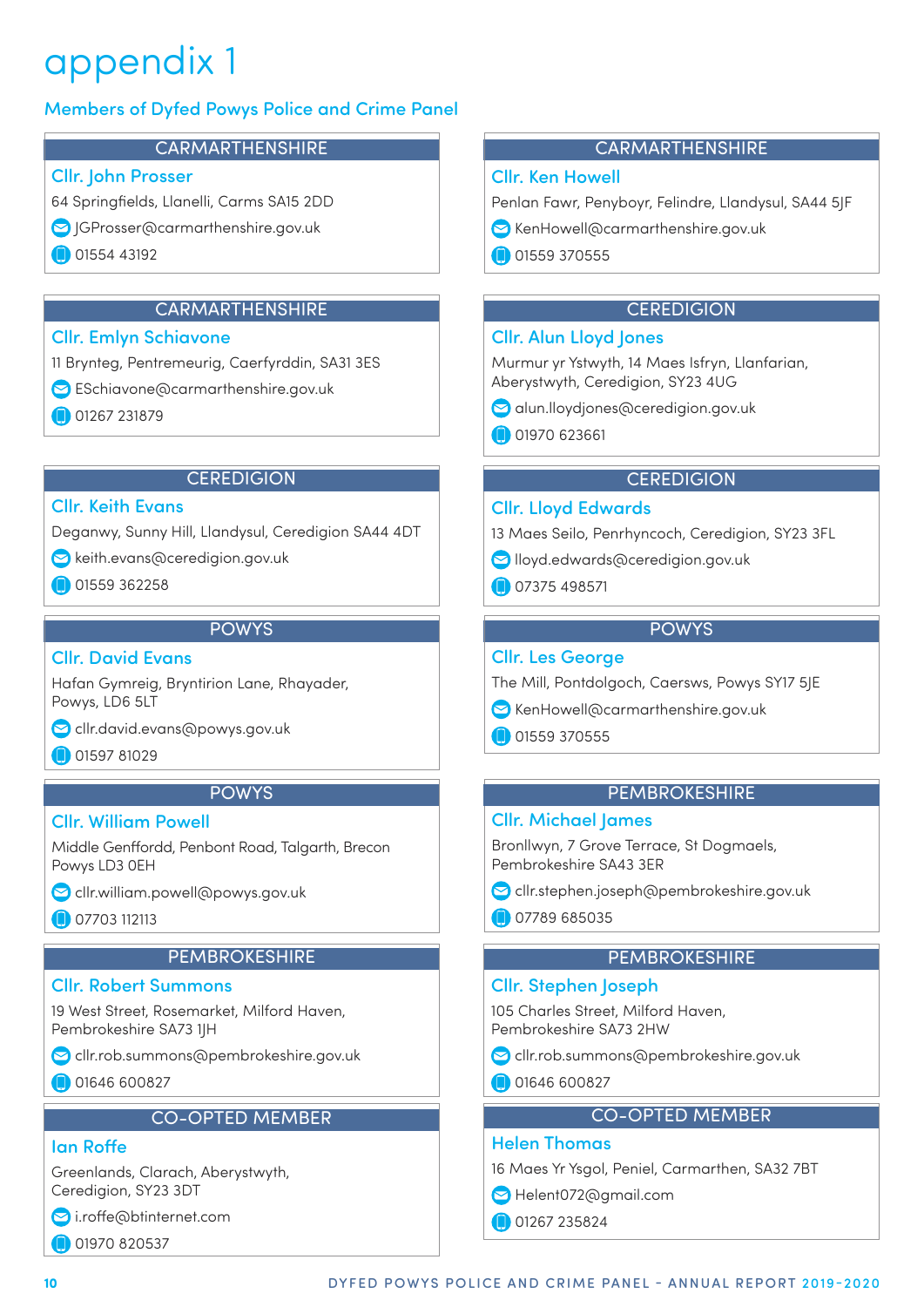# appendix 1

## Members of Dyfed Powys Police and Crime Panel

### CARMARTHENSHIRE

**Cllr. John Prosser**

64 Springfields, Llanelli, Carms SA15 2DD

JGProsser@carmarthenshire.gov.uk

01554 43192

### CARMARTHENSHIRE

**Cllr. Ken Howell**

Penlan Fawr, Penyboyr, Felindre, Llandysul, SA44 5JF

KenHowell@carmarthenshire.gov.uk

01559 370555

### CARMARTHENSHIRE

**Cllr. Emlyn Schiavone**

11 Brynteg, Pentremeurig, Caerfyrddin, SA31 3ES

ESchiavone@carmarthenshire.gov.uk

01267 231879

### CEREDIGION

**Cllr. Alun Lloyd Jones**

Murmur yr Ystwyth, 14 Maes Isfryn, Llanfarian, Aberystwyth, Ceredigion, SY23 4UG

alun.lloydjones@ceredigion.gov.uk

01970 623661

### CEREDIGION

**Cllr. Keith Evans**

Deganwy, Sunny Hill, Llandysul, Ceredigion SA44 4DT

keith.evans@ceredigion.gov.uk

01559 362258

### CEREDIGION

**Cllr. Lloyd Edwards**

13 Maes Seilo, Penrhyncoch, Ceredigion, SY23 3FL

lloyd.edwards@ceredigion.gov.uk

07375 498571

### POWYS

**Cllr. David Evans**

Hafan Gymreig, Bryntirion Lane, Rhayader, Powys, LD6 5LT

cllr.david.evans@powys.gov.uk

01597 81029

### POWYS

**Cllr. Les George**

The Mill, Pontdolgoch, Caersws, Powys SY17 5JE

KenHowell@carmarthenshire.gov.uk

01559 370555

### POWYS

**Cllr. William Powell**

Middle Genffordd, Penbont Road, Talgarth, Brecon Powys LD3 0EH

cllr.william.powell@powys.gov.uk

07703 112113

### PEMBROKESHIRE

**Cllr. Michael James**

Bronllwyn, 7 Grove Terrace, St Dogmaels, Pembrokeshire SA43 3ER

cllr.stephen.joseph@pembrokeshire.gov.uk

07789 685035

### PEMBROKESHIRE

**Cllr. Robert Summons**

19 West Street, Rosemarket, Milford Haven, Pembrokeshire SA73 1JH

cllr.rob.summons@pembrokeshire.gov.uk

01646 600827

### PEMBROKESHIRE

**Cllr. Stephen Joseph**

105 Charles Street, Milford Haven, Pembrokeshire SA73 2HW

cllr.rob.summons@pembrokeshire.gov.uk

01646 600827

### CO-OPTED MEMBER

**Ian Roffe**

Greenlands, Clarach, Aberystwyth, Ceredigion, SY23 3DT

i.roffe@btinternet.com

01970 820537

### CO-OPTED MEMBER

**Helen Thomas**

16 Maes Yr Ysgol, Peniel, Carmarthen, SA32 7BT

Helent072@gmail.com

01267 235824